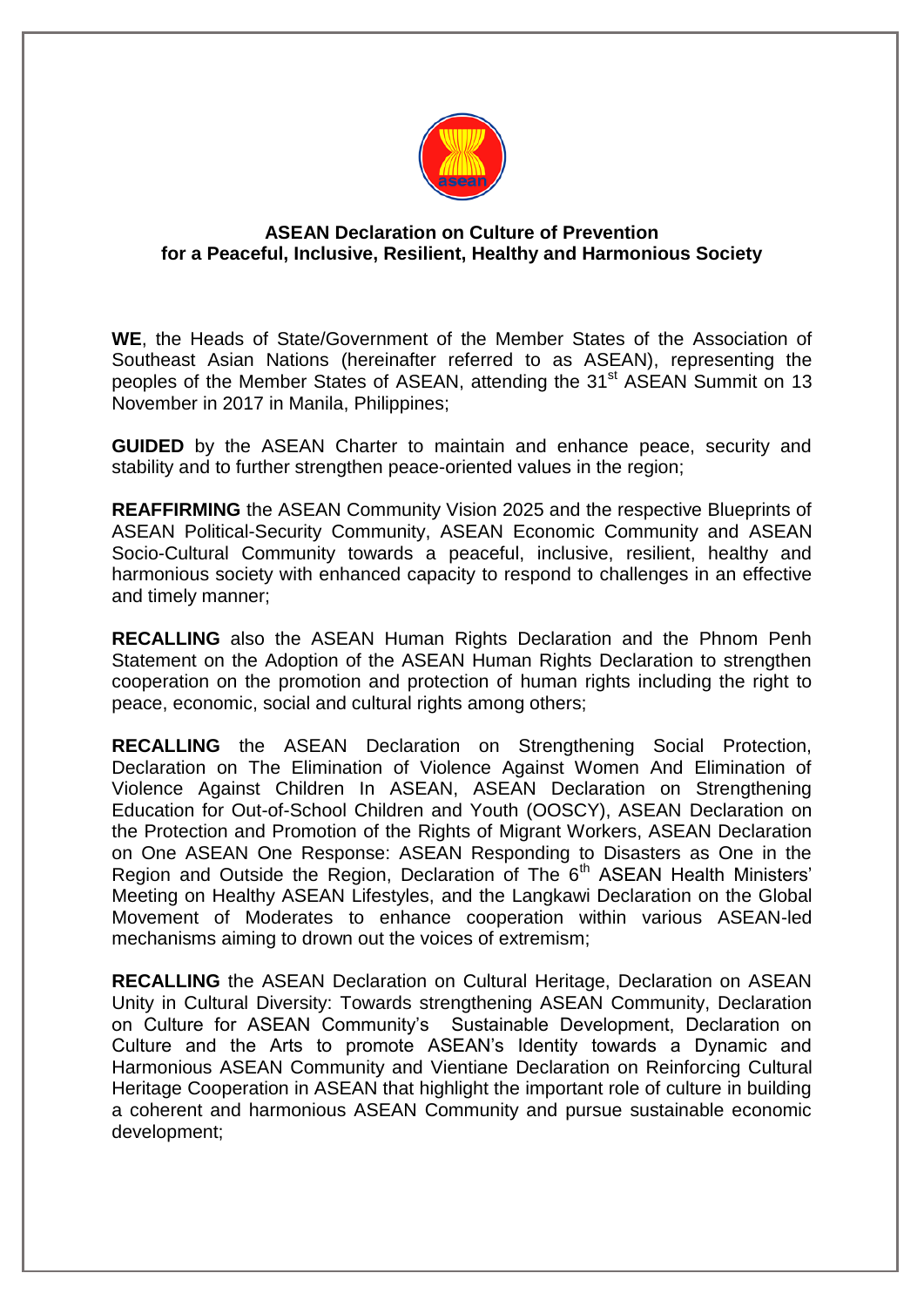# ASEAN Declaration on Culture of Prevention for a Peaceful, Inclusive, Resilient, Healthy and Harmonious Society

**WE**, the Heads of State/Government of the Member States of the Association of Southeast Asian Nations (hereinafter referred to as ASEAN), representing the peoples of the Member States of ASEAN, attending the 31st ASEAN Summit on 13 November in 2017 in Manila, Philippines;

**GUIDED** by the ASEAN Charter to maintain and enhance peace, security and stability and to further strengthen peace-oriented values in the region;

**REAFFIRMING** the ASEAN Community Vision 2025 and the respective Blueprints of ASEAN Political-Security Community, ASEAN Economic Community and ASEAN Socio-Cultural Community towards a peaceful, inclusive, resilient, healthy and harmonious society with enhanced capacity to respond to challenges in an effective and timely manner;

**RECALLING** also the ASEAN Human Rights Declaration and the Phnom Penh Statement on the Adoption of the ASEAN Human Rights Declaration to strengthen cooperation on the promotion and protection of human rights including the right to peace, economic, social and cultural rights among others;

**RECALLING** the ASEAN Declaration on Strengthening Social Protection, Declaration on The Elimination of Violence Against Women And Elimination of Violence Against Children In ASEAN, ASEAN Declaration on Strengthening Education for Out-of-School Children and Youth (OOSCY), ASEAN Declaration on the Protection and Promotion of the Rights of Migrant Workers, ASEAN Declaration on One ASEAN One Response: ASEAN Responding to Disasters as One in the Region and Outside the Region, Declaration of The 6th ASEAN Health Ministers' Meeting on Healthy ASEAN Lifestyles, and the Langkawi Declaration on the Global Movement of Moderates to enhance cooperation within various ASEAN-led mechanisms aiming to drown out the voices of extremism;

**RECALLING** the ASEAN Declaration on Cultural Heritage, Declaration on ASEAN Unity in Cultural Diversity: Towards strengthening ASEAN Community, Declaration on Culture for ASEAN Community's Sustainable Development, Declaration on Culture and the Arts to promote ASEAN's Identity towards a Dynamic and Harmonious ASEAN Community and Vientiane Declaration on Reinforcing Cultural Heritage Cooperation in ASEAN that highlight the important role of culture in building a coherent and harmonious ASEAN Community and pursue sustainable economic development;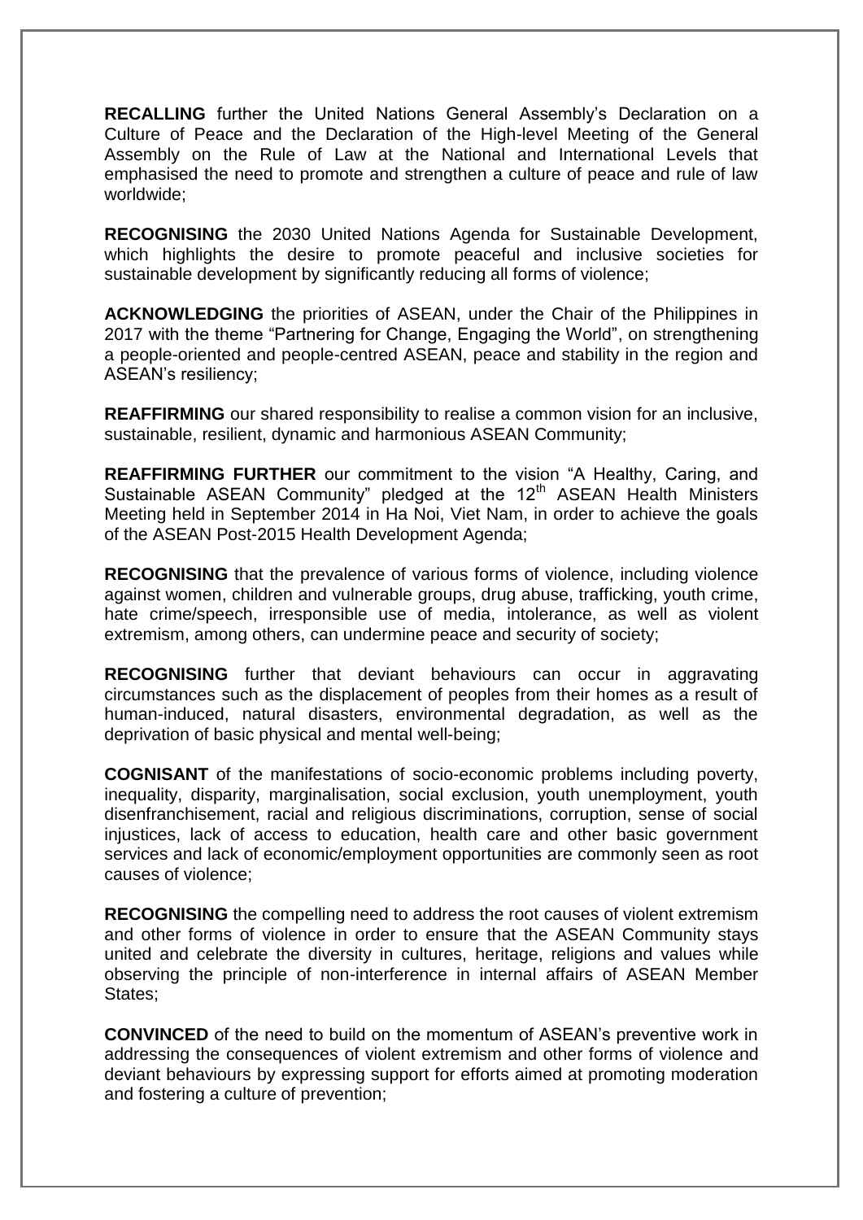**RECALLING** further the United Nations General Assembly's Declaration on a Culture of Peace and the Declaration of the High-level Meeting of the General Assembly on the Rule of Law at the National and International Levels that emphasised the need to promote and strengthen a culture of peace and rule of law worldwide;

**RECOGNISING** the 2030 United Nations Agenda for Sustainable Development, which highlights the desire to promote peaceful and inclusive societies for sustainable development by significantly reducing all forms of violence;

**ACKNOWLEDGING** the priorities of ASEAN, under the Chair of the Philippines in 2017 with the theme "Partnering for Change, Engaging the World", on strengthening a people-oriented and people-centred ASEAN, peace and stability in the region and ASEAN's resiliency;

**REAFFIRMING** our shared responsibility to realise a common vision for an inclusive, sustainable, resilient, dynamic and harmonious ASEAN Community;

**REAFFIRMING FURTHER** our commitment to the vision "A Healthy, Caring, and Sustainable ASEAN Community" pledged at the 12th ASEAN Health Ministers Meeting held in September 2014 in Ha Noi, Viet Nam, in order to achieve the goals of the ASEAN Post-2015 Health Development Agenda;

**RECOGNISING** that the prevalence of various forms of violence, including violence against women, children and vulnerable groups, drug abuse, trafficking, youth crime, hate crime/speech, irresponsible use of media, intolerance, as well as violent extremism, among others, can undermine peace and security of society;

**RECOGNISING** further that deviant behaviours can occur in aggravating circumstances such as the displacement of peoples from their homes as a result of human-induced, natural disasters, environmental degradation, as well as the deprivation of basic physical and mental well-being;

**COGNISANT** of the manifestations of socio-economic problems including poverty, inequality, disparity, marginalisation, social exclusion, youth unemployment, youth disenfranchisement, racial and religious discriminations, corruption, sense of social injustices, lack of access to education, health care and other basic government services and lack of economic/employment opportunities are commonly seen as root causes of violence;

**RECOGNISING** the compelling need to address the root causes of violent extremism and other forms of violence in order to ensure that the ASEAN Community stays united and celebrate the diversity in cultures, heritage, religions and values while observing the principle of non-interference in internal affairs of ASEAN Member States;

**CONVINCED** of the need to build on the momentum of ASEAN's preventive work in addressing the consequences of violent extremism and other forms of violence and deviant behaviours by expressing support for efforts aimed at promoting moderation and fostering a culture of prevention;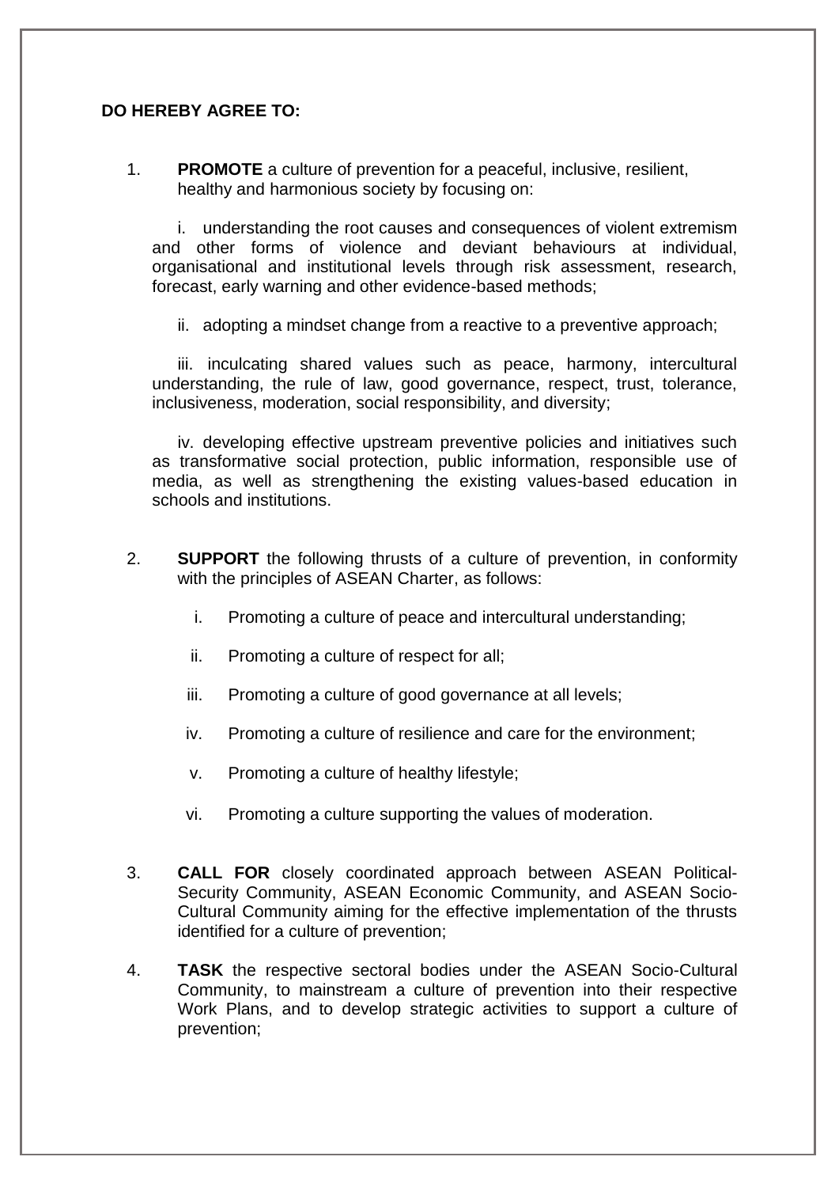**DO HEREBY AGREE TO:**

1. **PROMOTE** a culture of prevention for a peaceful, inclusive, resilient, healthy and harmonious society by focusing on:

   i. understanding the root causes and consequences of violent extremism and other forms of violence and deviant behaviours at individual, organisational and institutional levels through risk assessment, research, forecast, early warning and other evidence-based methods;

   ii. adopting a mindset change from a reactive to a preventive approach;

   iii. inculcating shared values such as peace, harmony, intercultural understanding, the rule of law, good governance, respect, trust, tolerance, inclusiveness, moderation, social responsibility, and diversity;

   iv. developing effective upstream preventive policies and initiatives such as transformative social protection, public information, responsible use of media, as well as strengthening the existing values-based education in schools and institutions.

2. **SUPPORT** the following thrusts of a culture of prevention, in conformity with the principles of ASEAN Charter, as follows:

   i. Promoting a culture of peace and intercultural understanding;

   ii. Promoting a culture of respect for all;

   iii. Promoting a culture of good governance at all levels;

   iv. Promoting a culture of resilience and care for the environment;

   v. Promoting a culture of healthy lifestyle;

   vi. Promoting a culture supporting the values of moderation.

3. **CALL FOR** closely coordinated approach between ASEAN Political-Security Community, ASEAN Economic Community, and ASEAN Socio-Cultural Community aiming for the effective implementation of the thrusts identified for a culture of prevention;

4. **TASK** the respective sectoral bodies under the ASEAN Socio-Cultural Community, to mainstream a culture of prevention into their respective Work Plans, and to develop strategic activities to support a culture of prevention;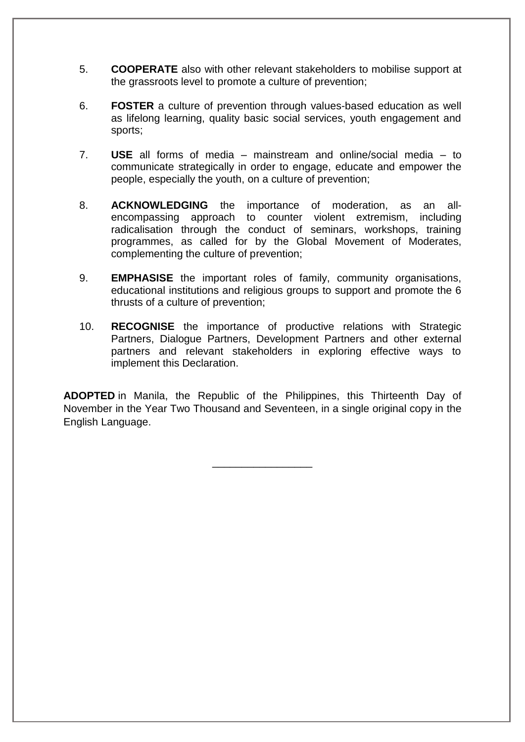5. **COOPERATE** also with other relevant stakeholders to mobilise support at the grassroots level to promote a culture of prevention;

6. **FOSTER** a culture of prevention through values-based education as well as lifelong learning, quality basic social services, youth engagement and sports;

7. **USE** all forms of media – mainstream and online/social media – to communicate strategically in order to engage, educate and empower the people, especially the youth, on a culture of prevention;

8. **ACKNOWLEDGING** the importance of moderation, as an all-encompassing approach to counter violent extremism, including radicalisation through the conduct of seminars, workshops, training programmes, as called for by the Global Movement of Moderates, complementing the culture of prevention;

9. **EMPHASISE** the important roles of family, community organisations, educational institutions and religious groups to support and promote the 6 thrusts of a culture of prevention;

10. **RECOGNISE** the importance of productive relations with Strategic Partners, Dialogue Partners, Development Partners and other external partners and relevant stakeholders in exploring effective ways to implement this Declaration.

**ADOPTED** in Manila, the Republic of the Philippines, this Thirteenth Day of November in the Year Two Thousand and Seventeen, in a single original copy in the English Language.

\_\_\_\_\_\_\_\_\_\_\_\_\_\_\_\_